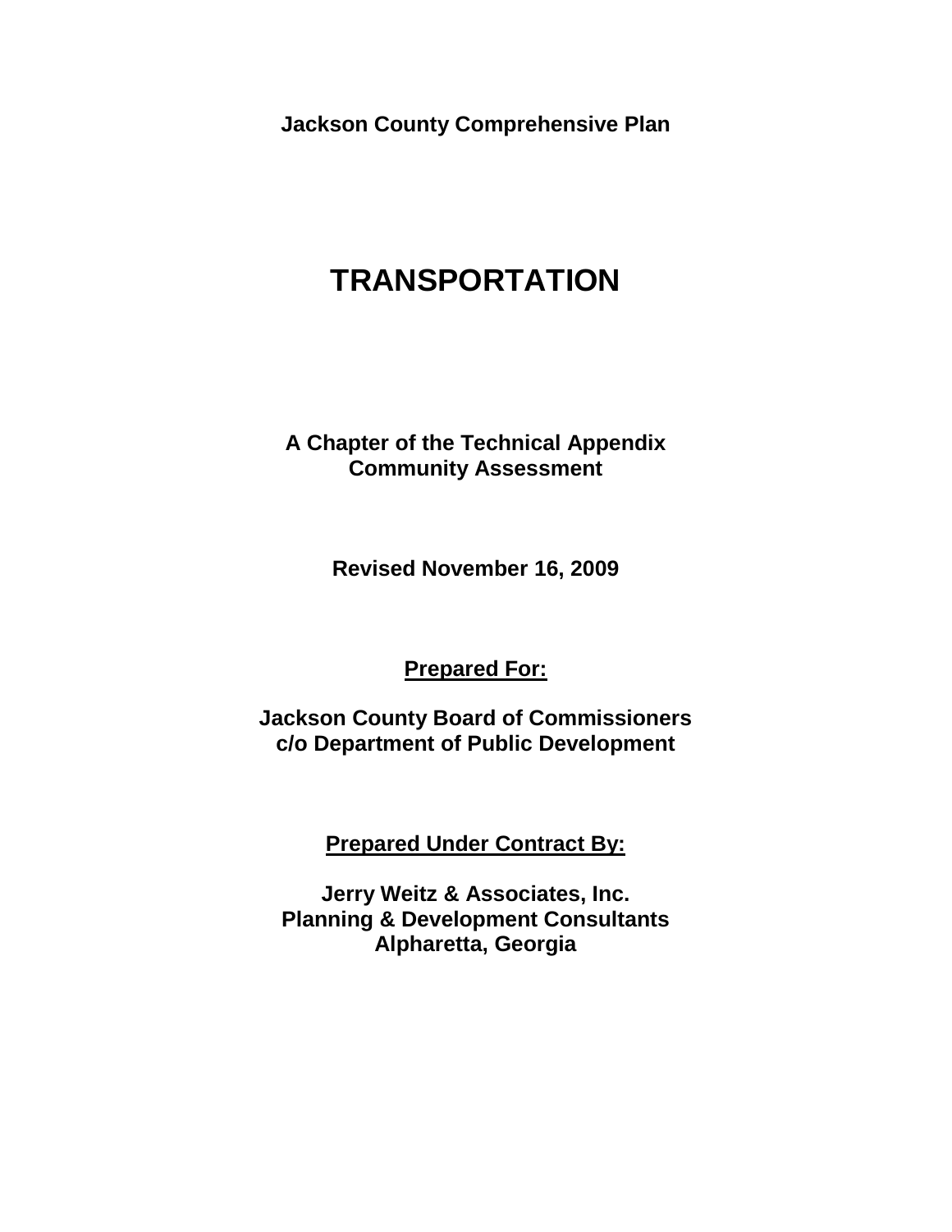**Jackson County Comprehensive Plan**

# TRANSPORTATION

**A Chapter of the Technical Appendix**
**Community Assessment**

**Revised November 16, 2009**

**Prepared For:**

**Jackson County Board of Commissioners**
**c/o Department of Public Development**

**Prepared Under Contract By:**

**Jerry Weitz & Associates, Inc.**
**Planning & Development Consultants**
**Alpharetta, Georgia**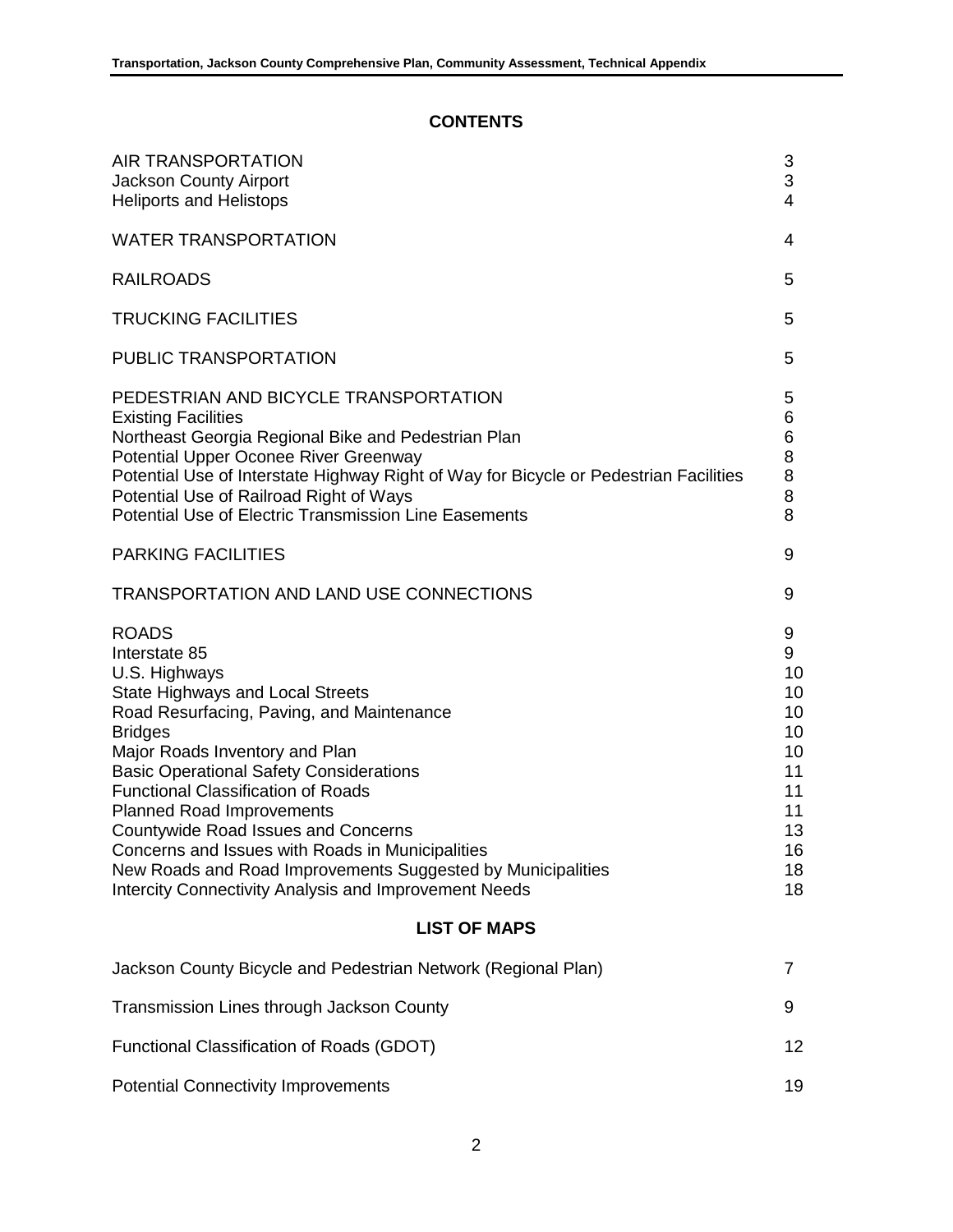## CONTENTS

| | |
|---|---|
| AIR TRANSPORTATION | 3 |
| Jackson County Airport | 3 |
| Heliports and Helistops | 4 |
| WATER TRANSPORTATION | 4 |
| RAILROADS | 5 |
| TRUCKING FACILITIES | 5 |
| PUBLIC TRANSPORTATION | 5 |
| PEDESTRIAN AND BICYCLE TRANSPORTATION | 5 |
| Existing Facilities | 6 |
| Northeast Georgia Regional Bike and Pedestrian Plan | 6 |
| Potential Upper Oconee River Greenway | 8 |
| Potential Use of Interstate Highway Right of Way for Bicycle or Pedestrian Facilities | 8 |
| Potential Use of Railroad Right of Ways | 8 |
| Potential Use of Electric Transmission Line Easements | 8 |
| PARKING FACILITIES | 9 |
| TRANSPORTATION AND LAND USE CONNECTIONS | 9 |
| ROADS | 9 |
| Interstate 85 | 9 |
| U.S. Highways | 10 |
| State Highways and Local Streets | 10 |
| Road Resurfacing, Paving, and Maintenance | 10 |
| Bridges | 10 |
| Major Roads Inventory and Plan | 10 |
| Basic Operational Safety Considerations | 11 |
| Functional Classification of Roads | 11 |
| Planned Road Improvements | 11 |
| Countywide Road Issues and Concerns | 13 |
| Concerns and Issues with Roads in Municipalities | 16 |
| New Roads and Road Improvements Suggested by Municipalities | 18 |
| Intercity Connectivity Analysis and Improvement Needs | 18 |

## LIST OF MAPS

| | |
|---|---|
| Jackson County Bicycle and Pedestrian Network (Regional Plan) | 7 |
| Transmission Lines through Jackson County | 9 |
| Functional Classification of Roads (GDOT) | 12 |
| Potential Connectivity Improvements | 19 |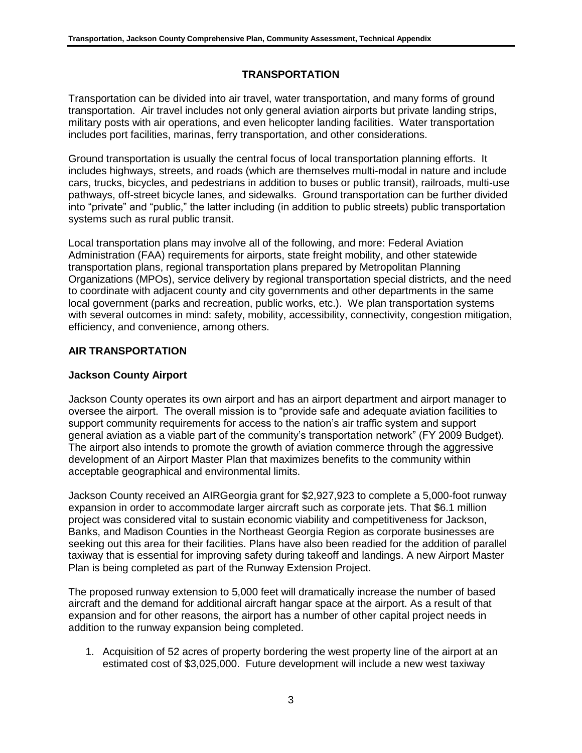# TRANSPORTATION

Transportation can be divided into air travel, water transportation, and many forms of ground transportation. Air travel includes not only general aviation airports but private landing strips, military posts with air operations, and even helicopter landing facilities. Water transportation includes port facilities, marinas, ferry transportation, and other considerations.

Ground transportation is usually the central focus of local transportation planning efforts. It includes highways, streets, and roads (which are themselves multi-modal in nature and include cars, trucks, bicycles, and pedestrians in addition to buses or public transit), railroads, multi-use pathways, off-street bicycle lanes, and sidewalks. Ground transportation can be further divided into "private" and "public," the latter including (in addition to public streets) public transportation systems such as rural public transit.

Local transportation plans may involve all of the following, and more: Federal Aviation Administration (FAA) requirements for airports, state freight mobility, and other statewide transportation plans, regional transportation plans prepared by Metropolitan Planning Organizations (MPOs), service delivery by regional transportation special districts, and the need to coordinate with adjacent county and city governments and other departments in the same local government (parks and recreation, public works, etc.). We plan transportation systems with several outcomes in mind: safety, mobility, accessibility, connectivity, congestion mitigation, efficiency, and convenience, among others.

## AIR TRANSPORTATION

### Jackson County Airport

Jackson County operates its own airport and has an airport department and airport manager to oversee the airport. The overall mission is to "provide safe and adequate aviation facilities to support community requirements for access to the nation's air traffic system and support general aviation as a viable part of the community's transportation network" (FY 2009 Budget). The airport also intends to promote the growth of aviation commerce through the aggressive development of an Airport Master Plan that maximizes benefits to the community within acceptable geographical and environmental limits.

Jackson County received an AIRGeorgia grant for $2,927,923 to complete a 5,000-foot runway expansion in order to accommodate larger aircraft such as corporate jets. That $6.1 million project was considered vital to sustain economic viability and competitiveness for Jackson, Banks, and Madison Counties in the Northeast Georgia Region as corporate businesses are seeking out this area for their facilities. Plans have also been readied for the addition of parallel taxiway that is essential for improving safety during takeoff and landings. A new Airport Master Plan is being completed as part of the Runway Extension Project.

The proposed runway extension to 5,000 feet will dramatically increase the number of based aircraft and the demand for additional aircraft hangar space at the airport. As a result of that expansion and for other reasons, the airport has a number of other capital project needs in addition to the runway expansion being completed.

1. Acquisition of 52 acres of property bordering the west property line of the airport at an estimated cost of $3,025,000. Future development will include a new west taxiway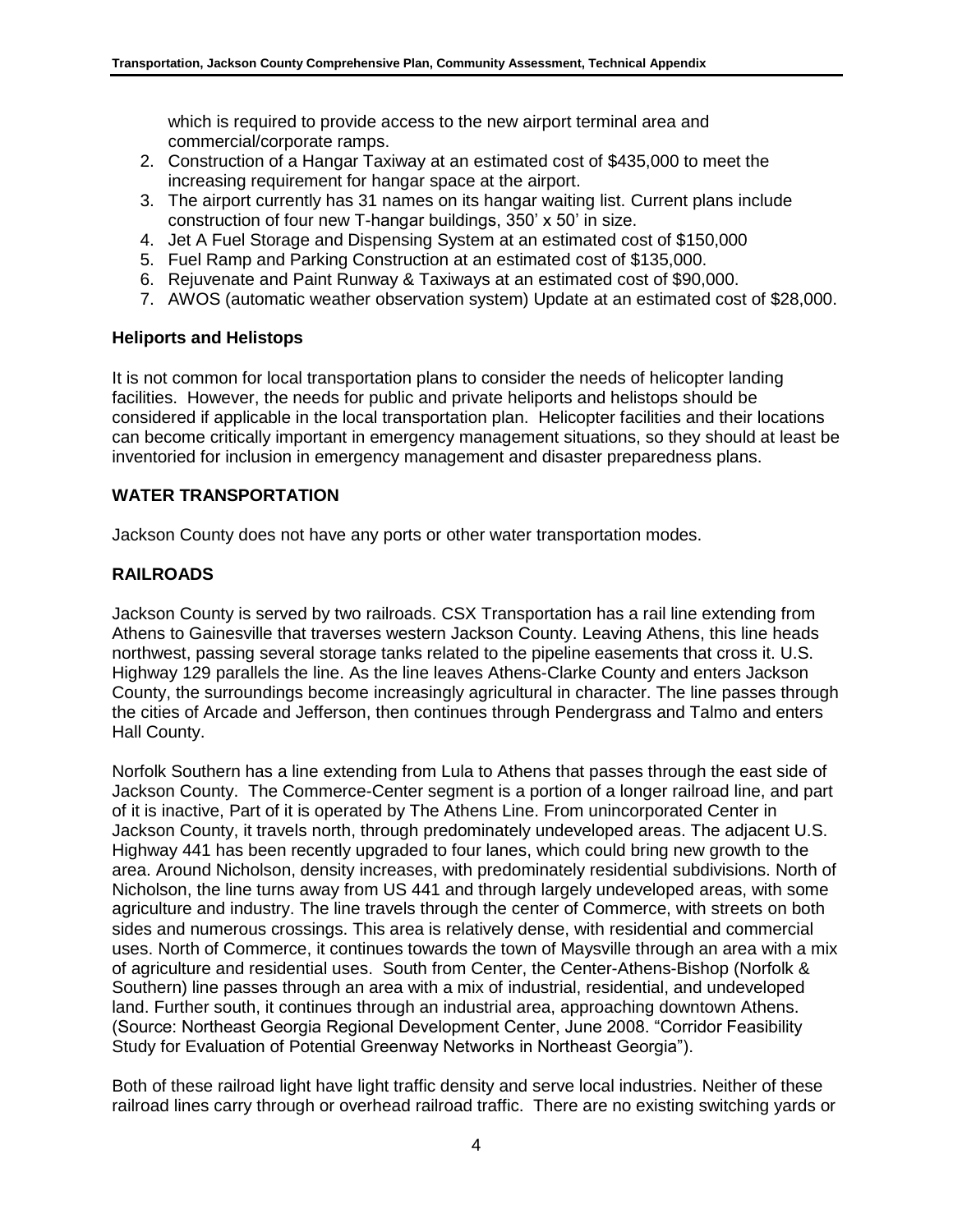which is required to provide access to the new airport terminal area and commercial/corporate ramps.

2. Construction of a Hangar Taxiway at an estimated cost of $435,000 to meet the increasing requirement for hangar space at the airport.
3. The airport currently has 31 names on its hangar waiting list. Current plans include construction of four new T-hangar buildings, 350' x 50' in size.
4. Jet A Fuel Storage and Dispensing System at an estimated cost of $150,000
5. Fuel Ramp and Parking Construction at an estimated cost of $135,000.
6. Rejuvenate and Paint Runway & Taxiways at an estimated cost of $90,000.
7. AWOS (automatic weather observation system) Update at an estimated cost of $28,000.

### Heliports and Helistops

It is not common for local transportation plans to consider the needs of helicopter landing facilities. However, the needs for public and private heliports and helistops should be considered if applicable in the local transportation plan. Helicopter facilities and their locations can become critically important in emergency management situations, so they should at least be inventoried for inclusion in emergency management and disaster preparedness plans.

## WATER TRANSPORTATION

Jackson County does not have any ports or other water transportation modes.

## RAILROADS

Jackson County is served by two railroads. CSX Transportation has a rail line extending from Athens to Gainesville that traverses western Jackson County. Leaving Athens, this line heads northwest, passing several storage tanks related to the pipeline easements that cross it. U.S. Highway 129 parallels the line. As the line leaves Athens-Clarke County and enters Jackson County, the surroundings become increasingly agricultural in character. The line passes through the cities of Arcade and Jefferson, then continues through Pendergrass and Talmo and enters Hall County.

Norfolk Southern has a line extending from Lula to Athens that passes through the east side of Jackson County. The Commerce-Center segment is a portion of a longer railroad line, and part of it is inactive, Part of it is operated by The Athens Line. From unincorporated Center in Jackson County, it travels north, through predominately undeveloped areas. The adjacent U.S. Highway 441 has been recently upgraded to four lanes, which could bring new growth to the area. Around Nicholson, density increases, with predominately residential subdivisions. North of Nicholson, the line turns away from US 441 and through largely undeveloped areas, with some agriculture and industry. The line travels through the center of Commerce, with streets on both sides and numerous crossings. This area is relatively dense, with residential and commercial uses. North of Commerce, it continues towards the town of Maysville through an area with a mix of agriculture and residential uses. South from Center, the Center-Athens-Bishop (Norfolk & Southern) line passes through an area with a mix of industrial, residential, and undeveloped land. Further south, it continues through an industrial area, approaching downtown Athens. (Source: Northeast Georgia Regional Development Center, June 2008. "Corridor Feasibility Study for Evaluation of Potential Greenway Networks in Northeast Georgia").

Both of these railroad light have light traffic density and serve local industries. Neither of these railroad lines carry through or overhead railroad traffic. There are no existing switching yards or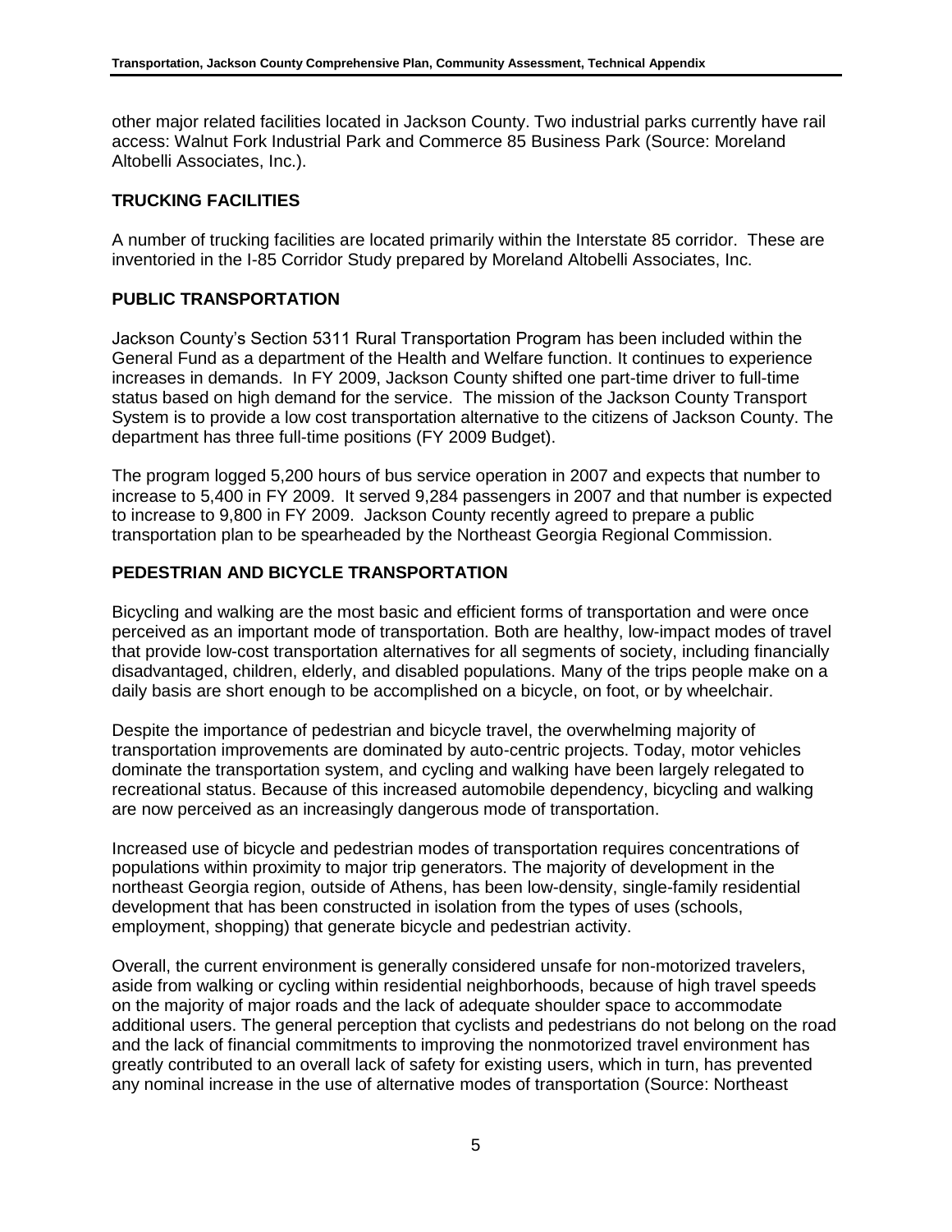other major related facilities located in Jackson County. Two industrial parks currently have rail access: Walnut Fork Industrial Park and Commerce 85 Business Park (Source: Moreland Altobelli Associates, Inc.).

## TRUCKING FACILITIES

A number of trucking facilities are located primarily within the Interstate 85 corridor. These are inventoried in the I-85 Corridor Study prepared by Moreland Altobelli Associates, Inc.

## PUBLIC TRANSPORTATION

Jackson County's Section 5311 Rural Transportation Program has been included within the General Fund as a department of the Health and Welfare function. It continues to experience increases in demands. In FY 2009, Jackson County shifted one part-time driver to full-time status based on high demand for the service. The mission of the Jackson County Transport System is to provide a low cost transportation alternative to the citizens of Jackson County. The department has three full-time positions (FY 2009 Budget).

The program logged 5,200 hours of bus service operation in 2007 and expects that number to increase to 5,400 in FY 2009. It served 9,284 passengers in 2007 and that number is expected to increase to 9,800 in FY 2009. Jackson County recently agreed to prepare a public transportation plan to be spearheaded by the Northeast Georgia Regional Commission.

## PEDESTRIAN AND BICYCLE TRANSPORTATION

Bicycling and walking are the most basic and efficient forms of transportation and were once perceived as an important mode of transportation. Both are healthy, low-impact modes of travel that provide low-cost transportation alternatives for all segments of society, including financially disadvantaged, children, elderly, and disabled populations. Many of the trips people make on a daily basis are short enough to be accomplished on a bicycle, on foot, or by wheelchair.

Despite the importance of pedestrian and bicycle travel, the overwhelming majority of transportation improvements are dominated by auto-centric projects. Today, motor vehicles dominate the transportation system, and cycling and walking have been largely relegated to recreational status. Because of this increased automobile dependency, bicycling and walking are now perceived as an increasingly dangerous mode of transportation.

Increased use of bicycle and pedestrian modes of transportation requires concentrations of populations within proximity to major trip generators. The majority of development in the northeast Georgia region, outside of Athens, has been low-density, single-family residential development that has been constructed in isolation from the types of uses (schools, employment, shopping) that generate bicycle and pedestrian activity.

Overall, the current environment is generally considered unsafe for non-motorized travelers, aside from walking or cycling within residential neighborhoods, because of high travel speeds on the majority of major roads and the lack of adequate shoulder space to accommodate additional users. The general perception that cyclists and pedestrians do not belong on the road and the lack of financial commitments to improving the nonmotorized travel environment has greatly contributed to an overall lack of safety for existing users, which in turn, has prevented any nominal increase in the use of alternative modes of transportation (Source: Northeast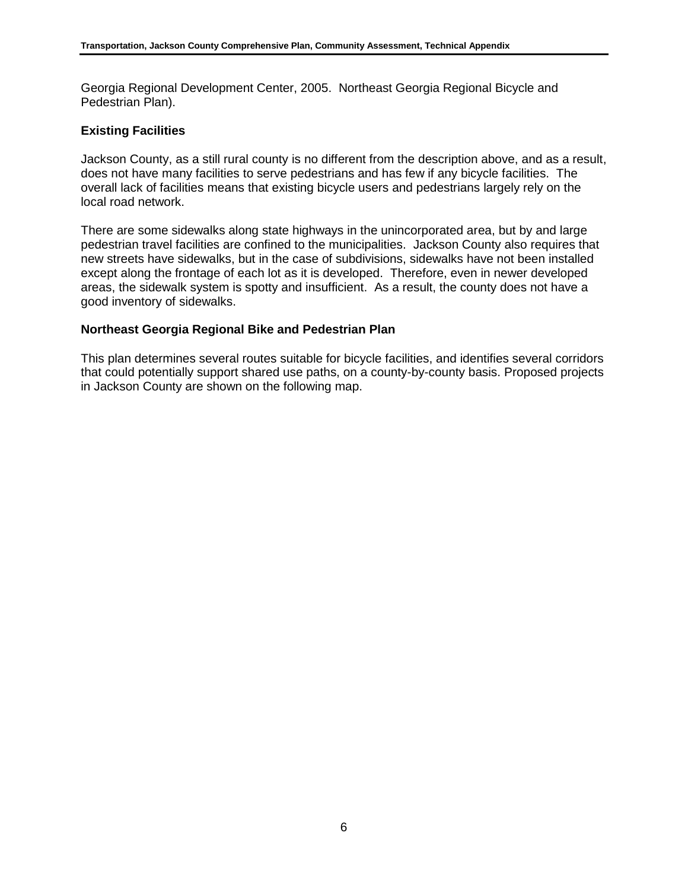Georgia Regional Development Center, 2005. Northeast Georgia Regional Bicycle and Pedestrian Plan).

### Existing Facilities

Jackson County, as a still rural county is no different from the description above, and as a result, does not have many facilities to serve pedestrians and has few if any bicycle facilities. The overall lack of facilities means that existing bicycle users and pedestrians largely rely on the local road network.

There are some sidewalks along state highways in the unincorporated area, but by and large pedestrian travel facilities are confined to the municipalities. Jackson County also requires that new streets have sidewalks, but in the case of subdivisions, sidewalks have not been installed except along the frontage of each lot as it is developed. Therefore, even in newer developed areas, the sidewalk system is spotty and insufficient. As a result, the county does not have a good inventory of sidewalks.

### Northeast Georgia Regional Bike and Pedestrian Plan

This plan determines several routes suitable for bicycle facilities, and identifies several corridors that could potentially support shared use paths, on a county-by-county basis. Proposed projects in Jackson County are shown on the following map.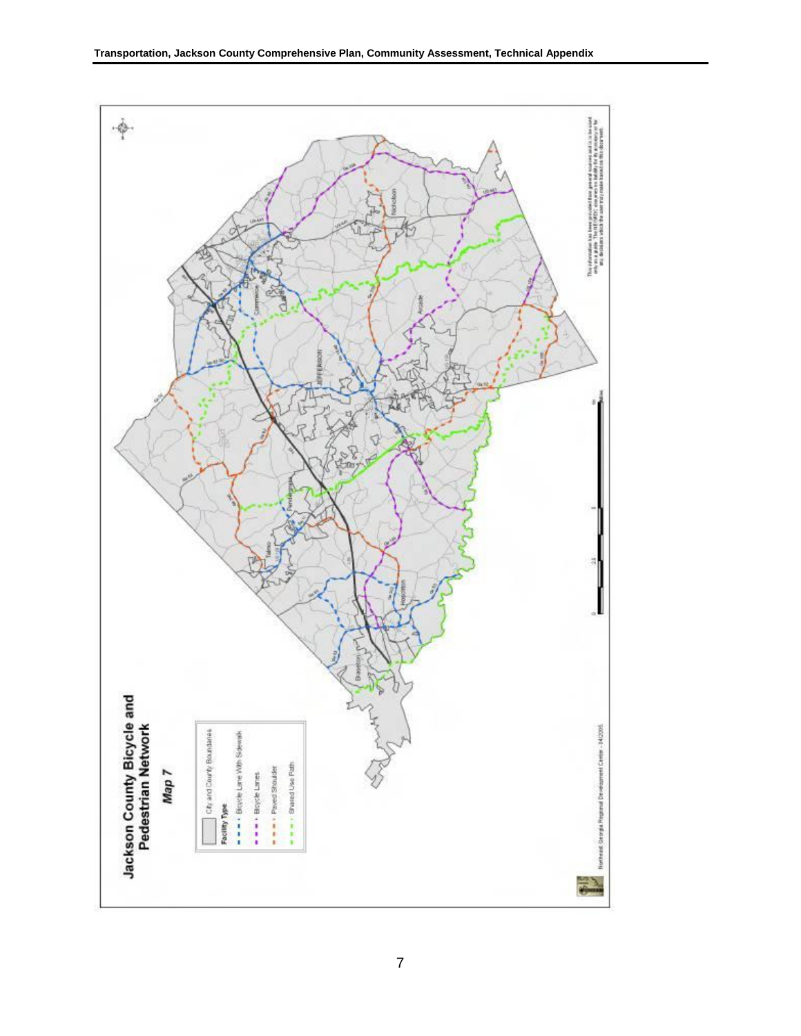# Jackson County Bicycle and Pedestrian Network

*Map 7*

City and County Boundaries

**Facility Type**

- Bicycle Lane With Sidewalk
- Bicycle Lanes
- Paved Shoulder
- Shared Use Path

Northeast Georgia Regional Development Center - 04/2005

The information has been provided from general sources and is to be used only as a guide. The NEGRDC assumes no liability for its accuracy or for any decisions which the user may make based on this document.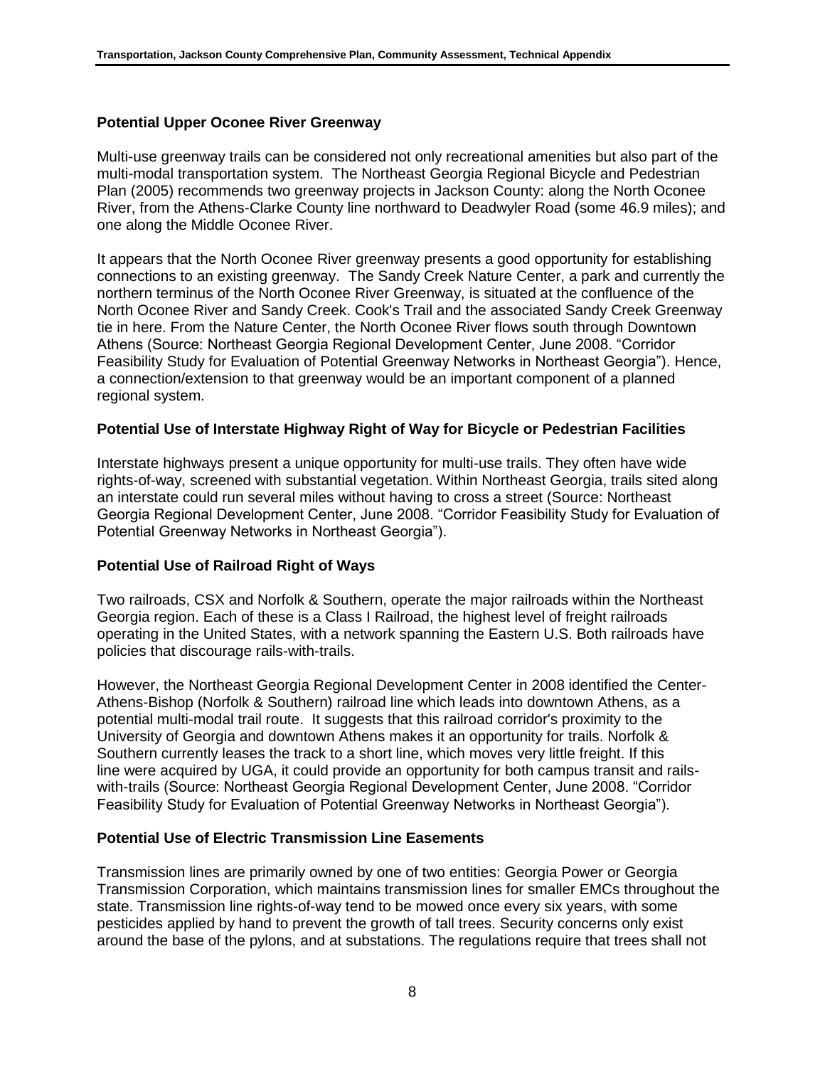### Potential Upper Oconee River Greenway

Multi-use greenway trails can be considered not only recreational amenities but also part of the multi-modal transportation system. The Northeast Georgia Regional Bicycle and Pedestrian Plan (2005) recommends two greenway projects in Jackson County: along the North Oconee River, from the Athens-Clarke County line northward to Deadwyler Road (some 46.9 miles); and one along the Middle Oconee River.

It appears that the North Oconee River greenway presents a good opportunity for establishing connections to an existing greenway. The Sandy Creek Nature Center, a park and currently the northern terminus of the North Oconee River Greenway, is situated at the confluence of the North Oconee River and Sandy Creek. Cook's Trail and the associated Sandy Creek Greenway tie in here. From the Nature Center, the North Oconee River flows south through Downtown Athens (Source: Northeast Georgia Regional Development Center, June 2008. "Corridor Feasibility Study for Evaluation of Potential Greenway Networks in Northeast Georgia"). Hence, a connection/extension to that greenway would be an important component of a planned regional system.

### Potential Use of Interstate Highway Right of Way for Bicycle or Pedestrian Facilities

Interstate highways present a unique opportunity for multi-use trails. They often have wide rights-of-way, screened with substantial vegetation. Within Northeast Georgia, trails sited along an interstate could run several miles without having to cross a street (Source: Northeast Georgia Regional Development Center, June 2008. "Corridor Feasibility Study for Evaluation of Potential Greenway Networks in Northeast Georgia").

### Potential Use of Railroad Right of Ways

Two railroads, CSX and Norfolk & Southern, operate the major railroads within the Northeast Georgia region. Each of these is a Class I Railroad, the highest level of freight railroads operating in the United States, with a network spanning the Eastern U.S. Both railroads have policies that discourage rails-with-trails.

However, the Northeast Georgia Regional Development Center in 2008 identified the Center-Athens-Bishop (Norfolk & Southern) railroad line which leads into downtown Athens, as a potential multi-modal trail route. It suggests that this railroad corridor's proximity to the University of Georgia and downtown Athens makes it an opportunity for trails. Norfolk & Southern currently leases the track to a short line, which moves very little freight. If this line were acquired by UGA, it could provide an opportunity for both campus transit and rails-with-trails (Source: Northeast Georgia Regional Development Center, June 2008. "Corridor Feasibility Study for Evaluation of Potential Greenway Networks in Northeast Georgia").

### Potential Use of Electric Transmission Line Easements

Transmission lines are primarily owned by one of two entities: Georgia Power or Georgia Transmission Corporation, which maintains transmission lines for smaller EMCs throughout the state. Transmission line rights-of-way tend to be mowed once every six years, with some pesticides applied by hand to prevent the growth of tall trees. Security concerns only exist around the base of the pylons, and at substations. The regulations require that trees shall not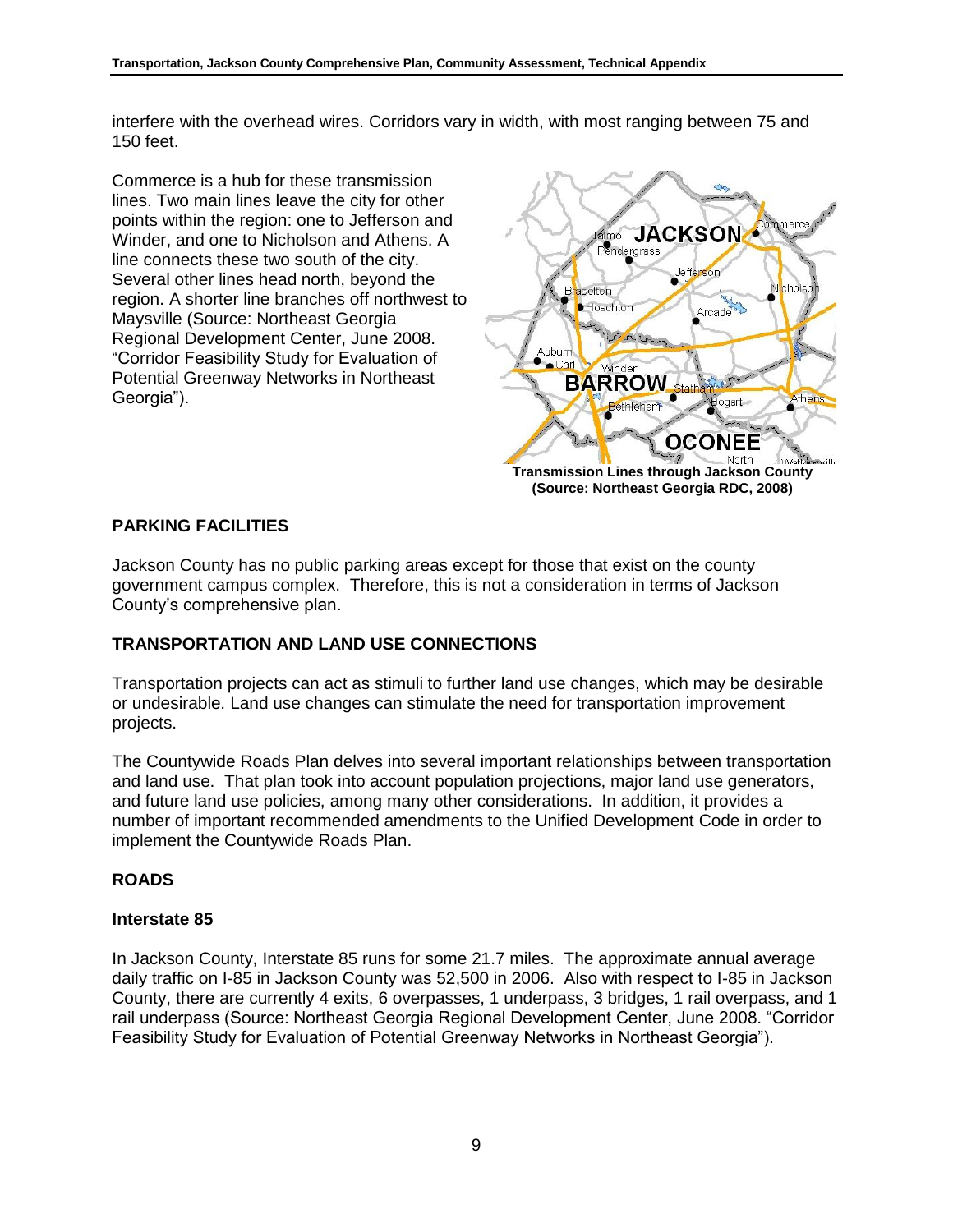interfere with the overhead wires. Corridors vary in width, with most ranging between 75 and 150 feet.

Commerce is a hub for these transmission lines. Two main lines leave the city for other points within the region: one to Jefferson and Winder, and one to Nicholson and Athens. A line connects these two south of the city. Several other lines head north, beyond the region. A shorter line branches off northwest to Maysville (Source: Northeast Georgia Regional Development Center, June 2008. "Corridor Feasibility Study for Evaluation of Potential Greenway Networks in Northeast Georgia").

**Transmission Lines through Jackson County (Source: Northeast Georgia RDC, 2008)**

## PARKING FACILITIES

Jackson County has no public parking areas except for those that exist on the county government campus complex. Therefore, this is not a consideration in terms of Jackson County's comprehensive plan.

## TRANSPORTATION AND LAND USE CONNECTIONS

Transportation projects can act as stimuli to further land use changes, which may be desirable or undesirable. Land use changes can stimulate the need for transportation improvement projects.

The Countywide Roads Plan delves into several important relationships between transportation and land use. That plan took into account population projections, major land use generators, and future land use policies, among many other considerations. In addition, it provides a number of important recommended amendments to the Unified Development Code in order to implement the Countywide Roads Plan.

## ROADS

### Interstate 85

In Jackson County, Interstate 85 runs for some 21.7 miles. The approximate annual average daily traffic on I-85 in Jackson County was 52,500 in 2006. Also with respect to I-85 in Jackson County, there are currently 4 exits, 6 overpasses, 1 underpass, 3 bridges, 1 rail overpass, and 1 rail underpass (Source: Northeast Georgia Regional Development Center, June 2008. "Corridor Feasibility Study for Evaluation of Potential Greenway Networks in Northeast Georgia").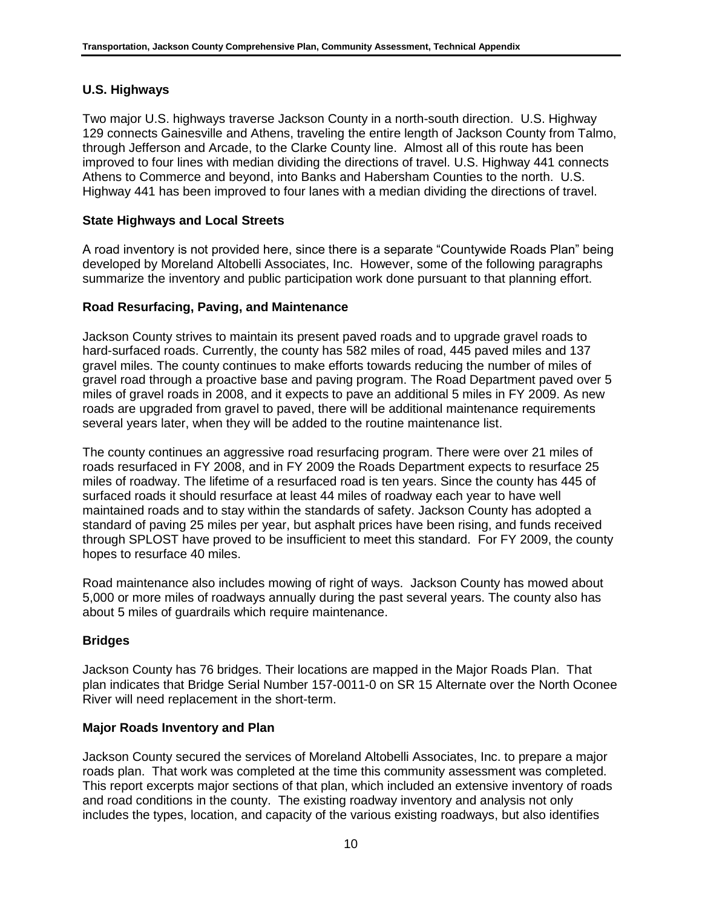## U.S. Highways

Two major U.S. highways traverse Jackson County in a north-south direction. U.S. Highway 129 connects Gainesville and Athens, traveling the entire length of Jackson County from Talmo, through Jefferson and Arcade, to the Clarke County line. Almost all of this route has been improved to four lines with median dividing the directions of travel. U.S. Highway 441 connects Athens to Commerce and beyond, into Banks and Habersham Counties to the north. U.S. Highway 441 has been improved to four lanes with a median dividing the directions of travel.

## State Highways and Local Streets

A road inventory is not provided here, since there is a separate "Countywide Roads Plan" being developed by Moreland Altobelli Associates, Inc. However, some of the following paragraphs summarize the inventory and public participation work done pursuant to that planning effort.

## Road Resurfacing, Paving, and Maintenance

Jackson County strives to maintain its present paved roads and to upgrade gravel roads to hard-surfaced roads. Currently, the county has 582 miles of road, 445 paved miles and 137 gravel miles. The county continues to make efforts towards reducing the number of miles of gravel road through a proactive base and paving program. The Road Department paved over 5 miles of gravel roads in 2008, and it expects to pave an additional 5 miles in FY 2009. As new roads are upgraded from gravel to paved, there will be additional maintenance requirements several years later, when they will be added to the routine maintenance list.

The county continues an aggressive road resurfacing program. There were over 21 miles of roads resurfaced in FY 2008, and in FY 2009 the Roads Department expects to resurface 25 miles of roadway. The lifetime of a resurfaced road is ten years. Since the county has 445 of surfaced roads it should resurface at least 44 miles of roadway each year to have well maintained roads and to stay within the standards of safety. Jackson County has adopted a standard of paving 25 miles per year, but asphalt prices have been rising, and funds received through SPLOST have proved to be insufficient to meet this standard. For FY 2009, the county hopes to resurface 40 miles.

Road maintenance also includes mowing of right of ways. Jackson County has mowed about 5,000 or more miles of roadways annually during the past several years. The county also has about 5 miles of guardrails which require maintenance.

## Bridges

Jackson County has 76 bridges. Their locations are mapped in the Major Roads Plan. That plan indicates that Bridge Serial Number 157-0011-0 on SR 15 Alternate over the North Oconee River will need replacement in the short-term.

## Major Roads Inventory and Plan

Jackson County secured the services of Moreland Altobelli Associates, Inc. to prepare a major roads plan. That work was completed at the time this community assessment was completed. This report excerpts major sections of that plan, which included an extensive inventory of roads and road conditions in the county. The existing roadway inventory and analysis not only includes the types, location, and capacity of the various existing roadways, but also identifies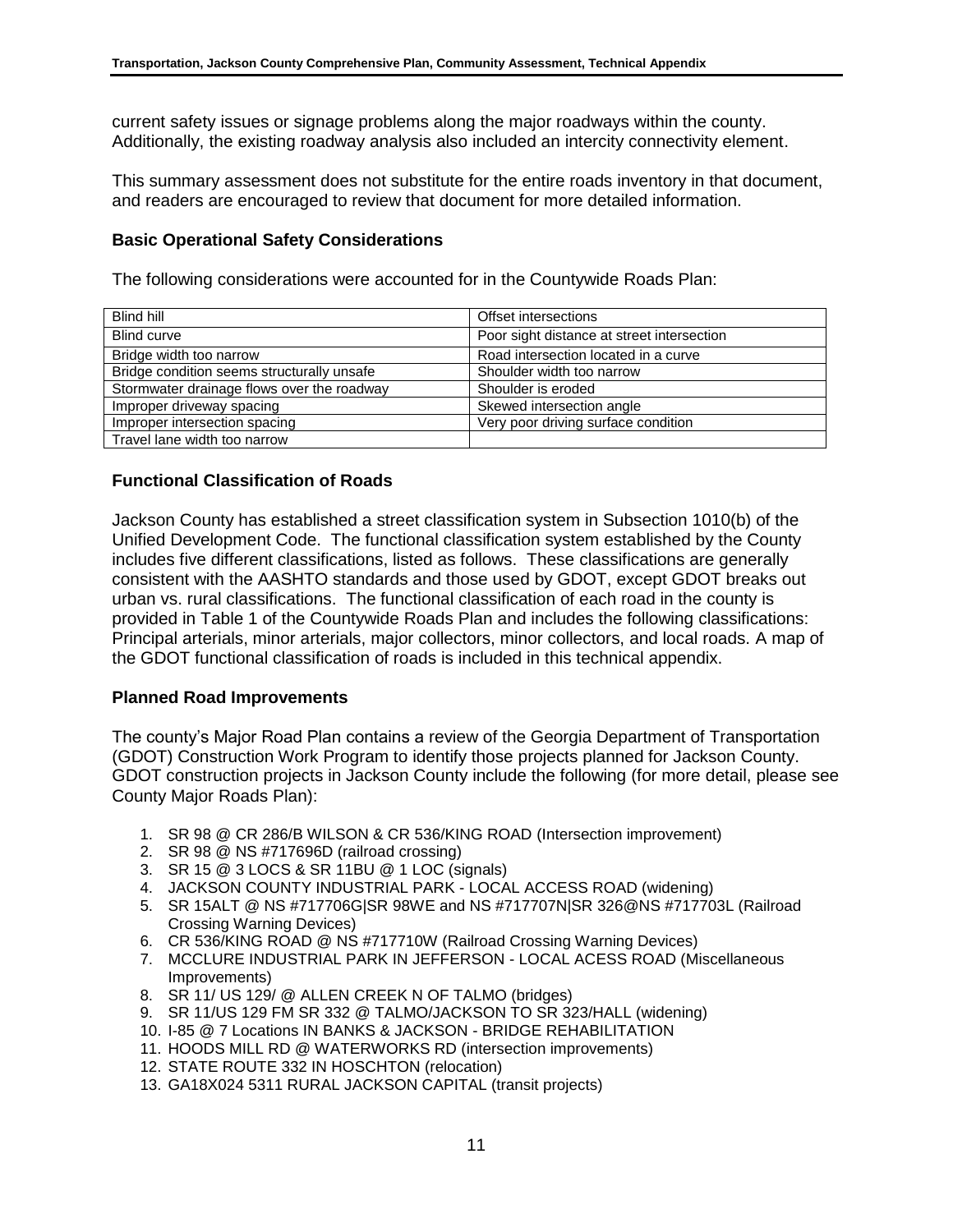current safety issues or signage problems along the major roadways within the county. Additionally, the existing roadway analysis also included an intercity connectivity element.

This summary assessment does not substitute for the entire roads inventory in that document, and readers are encouraged to review that document for more detailed information.

### Basic Operational Safety Considerations

The following considerations were accounted for in the Countywide Roads Plan:

| | |
|---|---|
| Blind hill | Offset intersections |
| Blind curve | Poor sight distance at street intersection |
| Bridge width too narrow | Road intersection located in a curve |
| Bridge condition seems structurally unsafe | Shoulder width too narrow |
| Stormwater drainage flows over the roadway | Shoulder is eroded |
| Improper driveway spacing | Skewed intersection angle |
| Improper intersection spacing | Very poor driving surface condition |
| Travel lane width too narrow | |

### Functional Classification of Roads

Jackson County has established a street classification system in Subsection 1010(b) of the Unified Development Code. The functional classification system established by the County includes five different classifications, listed as follows. These classifications are generally consistent with the AASHTO standards and those used by GDOT, except GDOT breaks out urban vs. rural classifications. The functional classification of each road in the county is provided in Table 1 of the Countywide Roads Plan and includes the following classifications: Principal arterials, minor arterials, major collectors, minor collectors, and local roads. A map of the GDOT functional classification of roads is included in this technical appendix.

### Planned Road Improvements

The county's Major Road Plan contains a review of the Georgia Department of Transportation (GDOT) Construction Work Program to identify those projects planned for Jackson County. GDOT construction projects in Jackson County include the following (for more detail, please see County Major Roads Plan):

1. SR 98 @ CR 286/B WILSON & CR 536/KING ROAD (Intersection improvement)
2. SR 98 @ NS #717696D (railroad crossing)
3. SR 15 @ 3 LOCS & SR 11BU @ 1 LOC (signals)
4. JACKSON COUNTY INDUSTRIAL PARK - LOCAL ACCESS ROAD (widening)
5. SR 15ALT @ NS #717706G|SR 98WE and NS #717707N|SR 326@NS #717703L (Railroad Crossing Warning Devices)
6. CR 536/KING ROAD @ NS #717710W (Railroad Crossing Warning Devices)
7. MCCLURE INDUSTRIAL PARK IN JEFFERSON - LOCAL ACESS ROAD (Miscellaneous Improvements)
8. SR 11/ US 129/ @ ALLEN CREEK N OF TALMO (bridges)
9. SR 11/US 129 FM SR 332 @ TALMO/JACKSON TO SR 323/HALL (widening)
10. I-85 @ 7 Locations IN BANKS & JACKSON - BRIDGE REHABILITATION
11. HOODS MILL RD @ WATERWORKS RD (intersection improvements)
12. STATE ROUTE 332 IN HOSCHTON (relocation)
13. GA18X024 5311 RURAL JACKSON CAPITAL (transit projects)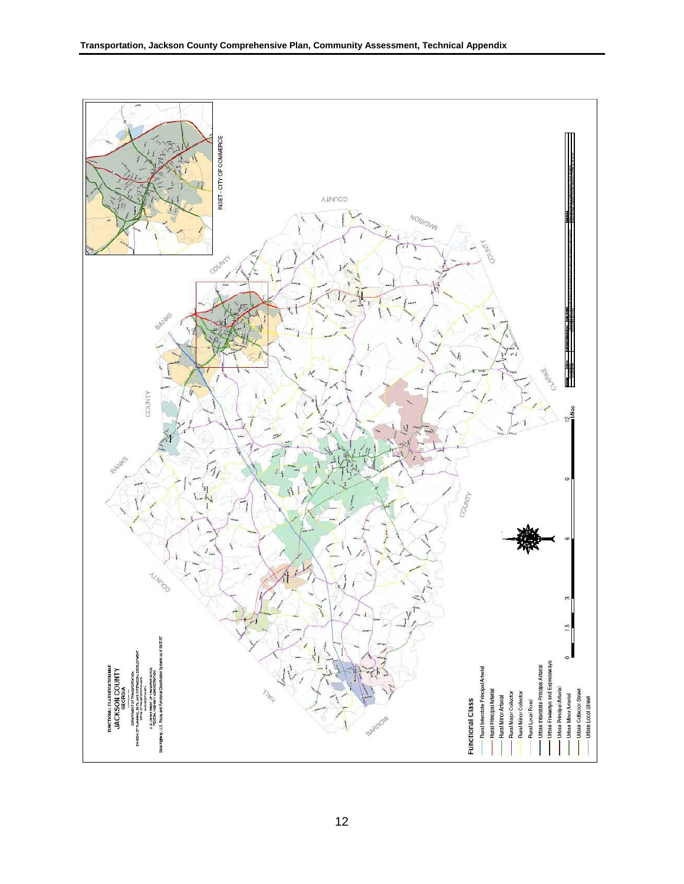FUNCTIONAL CLASSIFICATION MAP
JACKSON COUNTY
GEORGIA

INSET - CITY OF COMMERCE

BANKS COUNTY

MADISON COUNTY

CLARKE COUNTY

BARROW

HALL COUNTY

**Functional Class**

- Rural Interstate Principal Arterial
- Rural Principal Arterial
- Rural Minor Arterial
- Rural Major Collector
- Rural Minor Collector
- Rural Local Road
- Urban Interstate Principal Arterial
- Urban Freeways and Expressways
- Urban Principal Arterial
- Urban Minor Arterial
- Urban Collector Street
- Urban Local Street

0 1.5 3 6 9 12 Miles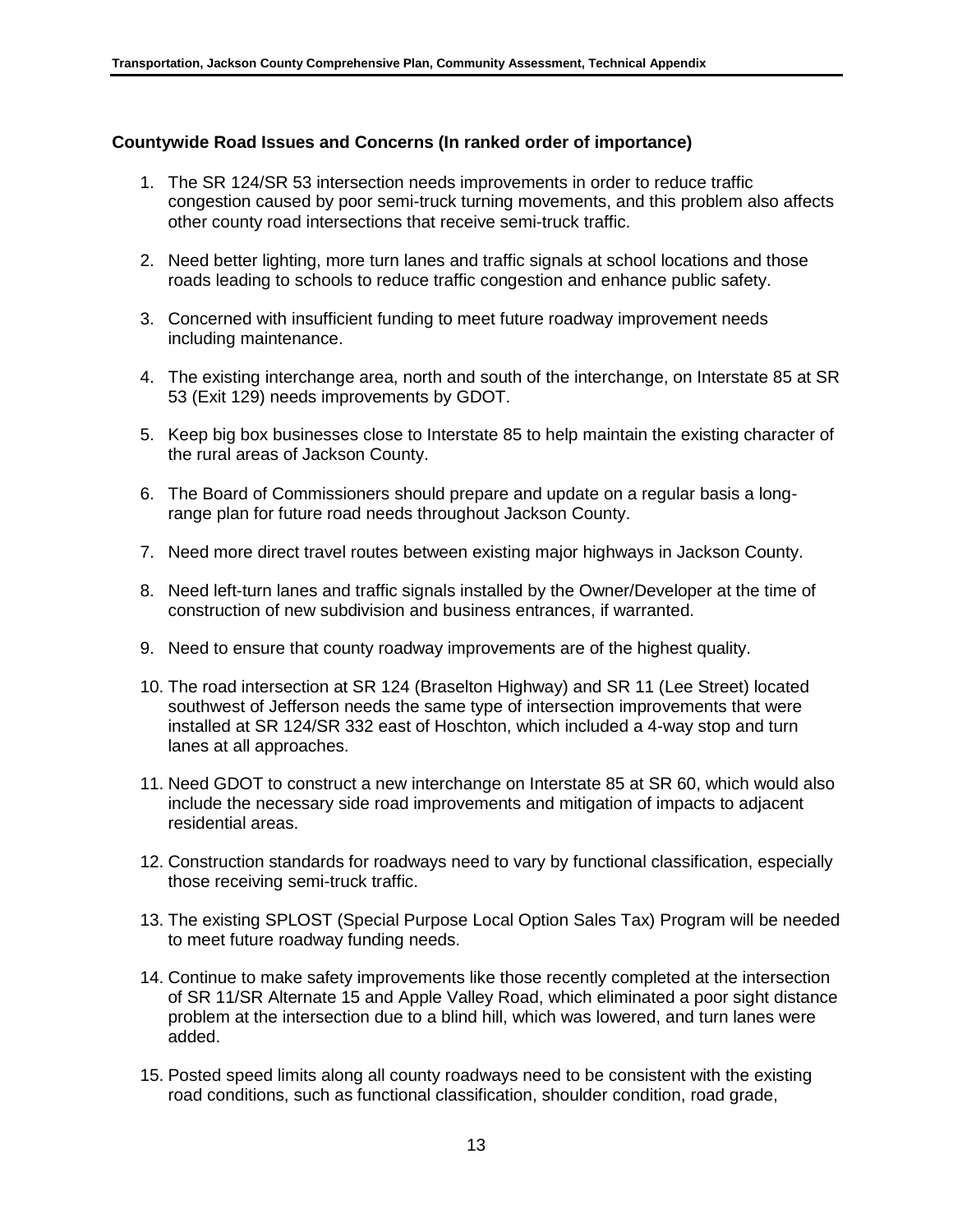**Countywide Road Issues and Concerns (In ranked order of importance)**

1. The SR 124/SR 53 intersection needs improvements in order to reduce traffic congestion caused by poor semi-truck turning movements, and this problem also affects other county road intersections that receive semi-truck traffic.

2. Need better lighting, more turn lanes and traffic signals at school locations and those roads leading to schools to reduce traffic congestion and enhance public safety.

3. Concerned with insufficient funding to meet future roadway improvement needs including maintenance.

4. The existing interchange area, north and south of the interchange, on Interstate 85 at SR 53 (Exit 129) needs improvements by GDOT.

5. Keep big box businesses close to Interstate 85 to help maintain the existing character of the rural areas of Jackson County.

6. The Board of Commissioners should prepare and update on a regular basis a long-range plan for future road needs throughout Jackson County.

7. Need more direct travel routes between existing major highways in Jackson County.

8. Need left-turn lanes and traffic signals installed by the Owner/Developer at the time of construction of new subdivision and business entrances, if warranted.

9. Need to ensure that county roadway improvements are of the highest quality.

10. The road intersection at SR 124 (Braselton Highway) and SR 11 (Lee Street) located southwest of Jefferson needs the same type of intersection improvements that were installed at SR 124/SR 332 east of Hoschton, which included a 4-way stop and turn lanes at all approaches.

11. Need GDOT to construct a new interchange on Interstate 85 at SR 60, which would also include the necessary side road improvements and mitigation of impacts to adjacent residential areas.

12. Construction standards for roadways need to vary by functional classification, especially those receiving semi-truck traffic.

13. The existing SPLOST (Special Purpose Local Option Sales Tax) Program will be needed to meet future roadway funding needs.

14. Continue to make safety improvements like those recently completed at the intersection of SR 11/SR Alternate 15 and Apple Valley Road, which eliminated a poor sight distance problem at the intersection due to a blind hill, which was lowered, and turn lanes were added.

15. Posted speed limits along all county roadways need to be consistent with the existing road conditions, such as functional classification, shoulder condition, road grade,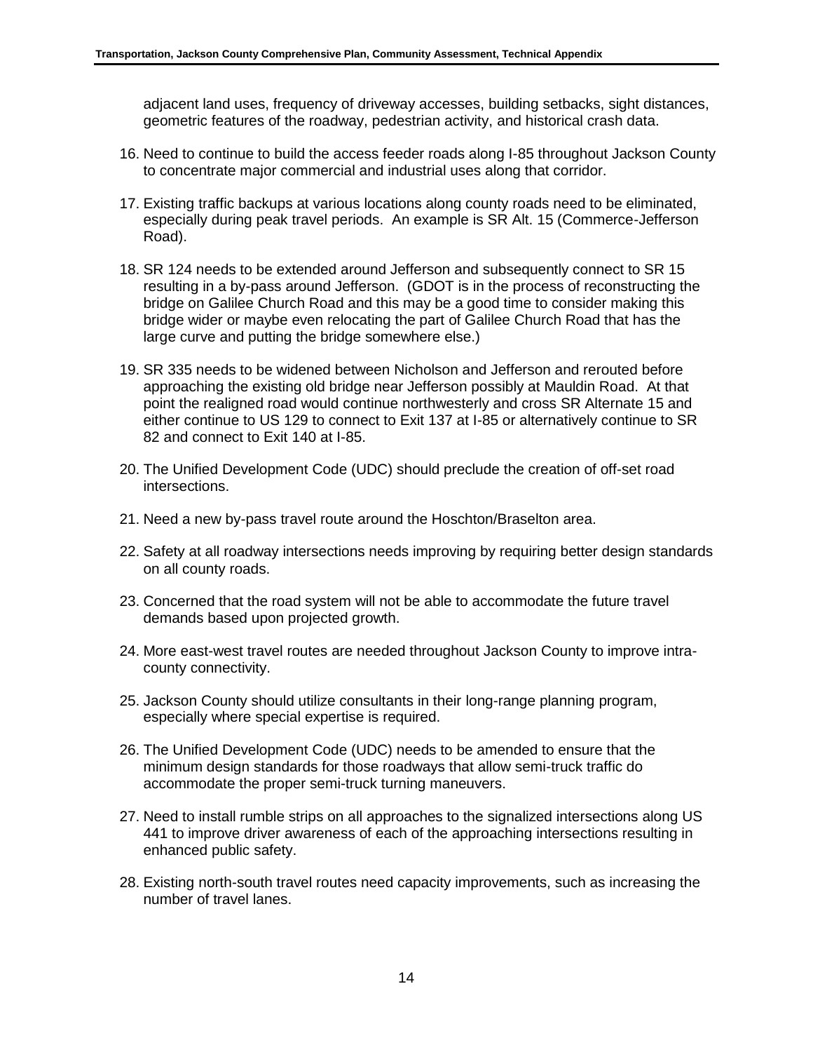adjacent land uses, frequency of driveway accesses, building setbacks, sight distances, geometric features of the roadway, pedestrian activity, and historical crash data.

16. Need to continue to build the access feeder roads along I-85 throughout Jackson County to concentrate major commercial and industrial uses along that corridor.

17. Existing traffic backups at various locations along county roads need to be eliminated, especially during peak travel periods. An example is SR Alt. 15 (Commerce-Jefferson Road).

18. SR 124 needs to be extended around Jefferson and subsequently connect to SR 15 resulting in a by-pass around Jefferson. (GDOT is in the process of reconstructing the bridge on Galilee Church Road and this may be a good time to consider making this bridge wider or maybe even relocating the part of Galilee Church Road that has the large curve and putting the bridge somewhere else.)

19. SR 335 needs to be widened between Nicholson and Jefferson and rerouted before approaching the existing old bridge near Jefferson possibly at Mauldin Road. At that point the realigned road would continue northwesterly and cross SR Alternate 15 and either continue to US 129 to connect to Exit 137 at I-85 or alternatively continue to SR 82 and connect to Exit 140 at I-85.

20. The Unified Development Code (UDC) should preclude the creation of off-set road intersections.

21. Need a new by-pass travel route around the Hoschton/Braselton area.

22. Safety at all roadway intersections needs improving by requiring better design standards on all county roads.

23. Concerned that the road system will not be able to accommodate the future travel demands based upon projected growth.

24. More east-west travel routes are needed throughout Jackson County to improve intra-county connectivity.

25. Jackson County should utilize consultants in their long-range planning program, especially where special expertise is required.

26. The Unified Development Code (UDC) needs to be amended to ensure that the minimum design standards for those roadways that allow semi-truck traffic do accommodate the proper semi-truck turning maneuvers.

27. Need to install rumble strips on all approaches to the signalized intersections along US 441 to improve driver awareness of each of the approaching intersections resulting in enhanced public safety.

28. Existing north-south travel routes need capacity improvements, such as increasing the number of travel lanes.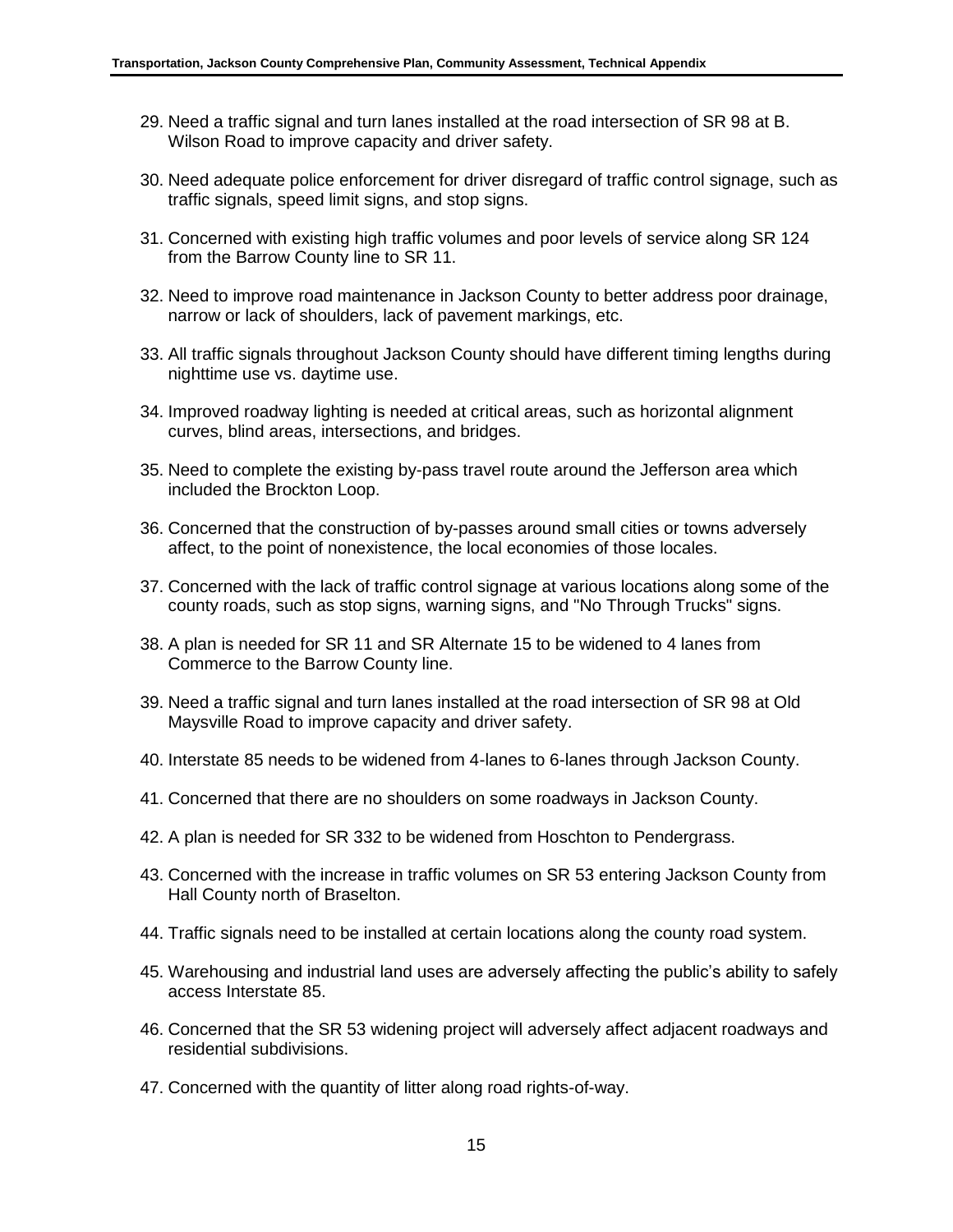29. Need a traffic signal and turn lanes installed at the road intersection of SR 98 at B. Wilson Road to improve capacity and driver safety.

30. Need adequate police enforcement for driver disregard of traffic control signage, such as traffic signals, speed limit signs, and stop signs.

31. Concerned with existing high traffic volumes and poor levels of service along SR 124 from the Barrow County line to SR 11.

32. Need to improve road maintenance in Jackson County to better address poor drainage, narrow or lack of shoulders, lack of pavement markings, etc.

33. All traffic signals throughout Jackson County should have different timing lengths during nighttime use vs. daytime use.

34. Improved roadway lighting is needed at critical areas, such as horizontal alignment curves, blind areas, intersections, and bridges.

35. Need to complete the existing by-pass travel route around the Jefferson area which included the Brockton Loop.

36. Concerned that the construction of by-passes around small cities or towns adversely affect, to the point of nonexistence, the local economies of those locales.

37. Concerned with the lack of traffic control signage at various locations along some of the county roads, such as stop signs, warning signs, and "No Through Trucks" signs.

38. A plan is needed for SR 11 and SR Alternate 15 to be widened to 4 lanes from Commerce to the Barrow County line.

39. Need a traffic signal and turn lanes installed at the road intersection of SR 98 at Old Maysville Road to improve capacity and driver safety.

40. Interstate 85 needs to be widened from 4-lanes to 6-lanes through Jackson County.

41. Concerned that there are no shoulders on some roadways in Jackson County.

42. A plan is needed for SR 332 to be widened from Hoschton to Pendergrass.

43. Concerned with the increase in traffic volumes on SR 53 entering Jackson County from Hall County north of Braselton.

44. Traffic signals need to be installed at certain locations along the county road system.

45. Warehousing and industrial land uses are adversely affecting the public's ability to safely access Interstate 85.

46. Concerned that the SR 53 widening project will adversely affect adjacent roadways and residential subdivisions.

47. Concerned with the quantity of litter along road rights-of-way.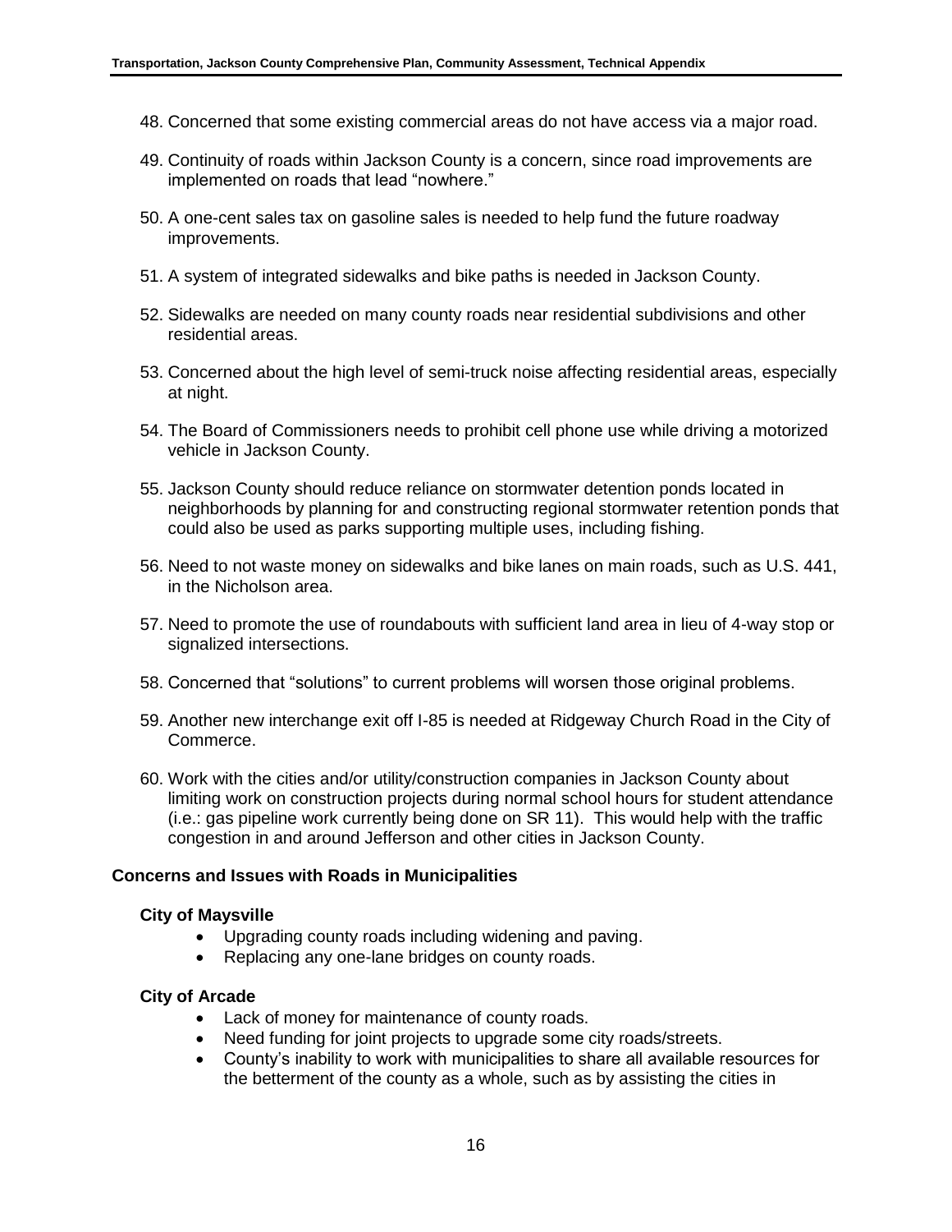48. Concerned that some existing commercial areas do not have access via a major road.

49. Continuity of roads within Jackson County is a concern, since road improvements are implemented on roads that lead "nowhere."

50. A one-cent sales tax on gasoline sales is needed to help fund the future roadway improvements.

51. A system of integrated sidewalks and bike paths is needed in Jackson County.

52. Sidewalks are needed on many county roads near residential subdivisions and other residential areas.

53. Concerned about the high level of semi-truck noise affecting residential areas, especially at night.

54. The Board of Commissioners needs to prohibit cell phone use while driving a motorized vehicle in Jackson County.

55. Jackson County should reduce reliance on stormwater detention ponds located in neighborhoods by planning for and constructing regional stormwater retention ponds that could also be used as parks supporting multiple uses, including fishing.

56. Need to not waste money on sidewalks and bike lanes on main roads, such as U.S. 441, in the Nicholson area.

57. Need to promote the use of roundabouts with sufficient land area in lieu of 4-way stop or signalized intersections.

58. Concerned that "solutions" to current problems will worsen those original problems.

59. Another new interchange exit off I-85 is needed at Ridgeway Church Road in the City of Commerce.

60. Work with the cities and/or utility/construction companies in Jackson County about limiting work on construction projects during normal school hours for student attendance (i.e.: gas pipeline work currently being done on SR 11). This would help with the traffic congestion in and around Jefferson and other cities in Jackson County.

### Concerns and Issues with Roads in Municipalities

#### City of Maysville

- Upgrading county roads including widening and paving.
- Replacing any one-lane bridges on county roads.

#### City of Arcade

- Lack of money for maintenance of county roads.
- Need funding for joint projects to upgrade some city roads/streets.
- County's inability to work with municipalities to share all available resources for the betterment of the county as a whole, such as by assisting the cities in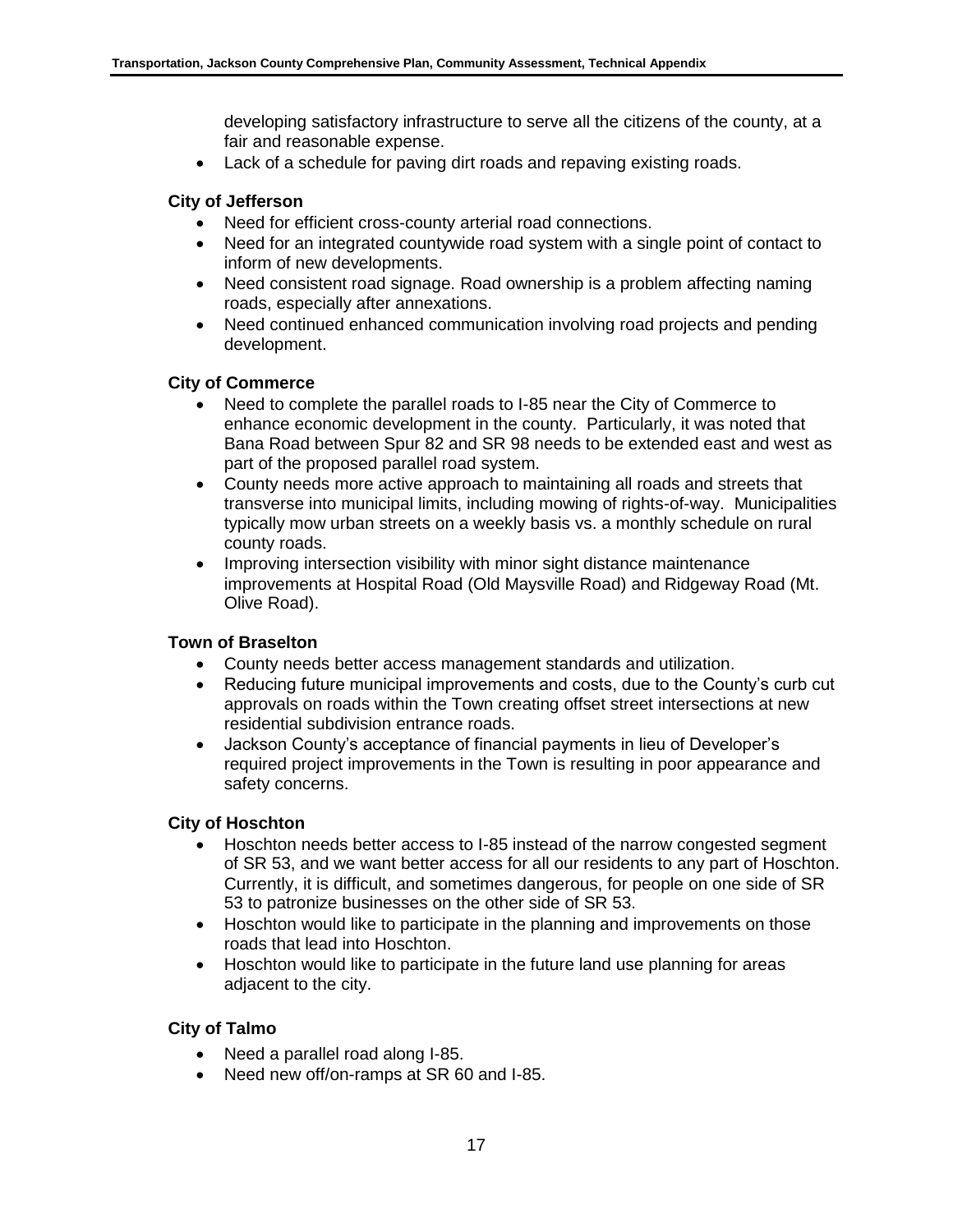developing satisfactory infrastructure to serve all the citizens of the county, at a fair and reasonable expense.

- Lack of a schedule for paving dirt roads and repaving existing roads.

**City of Jefferson**

- Need for efficient cross-county arterial road connections.
- Need for an integrated countywide road system with a single point of contact to inform of new developments.
- Need consistent road signage. Road ownership is a problem affecting naming roads, especially after annexations.
- Need continued enhanced communication involving road projects and pending development.

**City of Commerce**

- Need to complete the parallel roads to I-85 near the City of Commerce to enhance economic development in the county. Particularly, it was noted that Bana Road between Spur 82 and SR 98 needs to be extended east and west as part of the proposed parallel road system.
- County needs more active approach to maintaining all roads and streets that transverse into municipal limits, including mowing of rights-of-way. Municipalities typically mow urban streets on a weekly basis vs. a monthly schedule on rural county roads.
- Improving intersection visibility with minor sight distance maintenance improvements at Hospital Road (Old Maysville Road) and Ridgeway Road (Mt. Olive Road).

**Town of Braselton**

- County needs better access management standards and utilization.
- Reducing future municipal improvements and costs, due to the County's curb cut approvals on roads within the Town creating offset street intersections at new residential subdivision entrance roads.
- Jackson County's acceptance of financial payments in lieu of Developer's required project improvements in the Town is resulting in poor appearance and safety concerns.

**City of Hoschton**

- Hoschton needs better access to I-85 instead of the narrow congested segment of SR 53, and we want better access for all our residents to any part of Hoschton. Currently, it is difficult, and sometimes dangerous, for people on one side of SR 53 to patronize businesses on the other side of SR 53.
- Hoschton would like to participate in the planning and improvements on those roads that lead into Hoschton.
- Hoschton would like to participate in the future land use planning for areas adjacent to the city.

**City of Talmo**

- Need a parallel road along I-85.
- Need new off/on-ramps at SR 60 and I-85.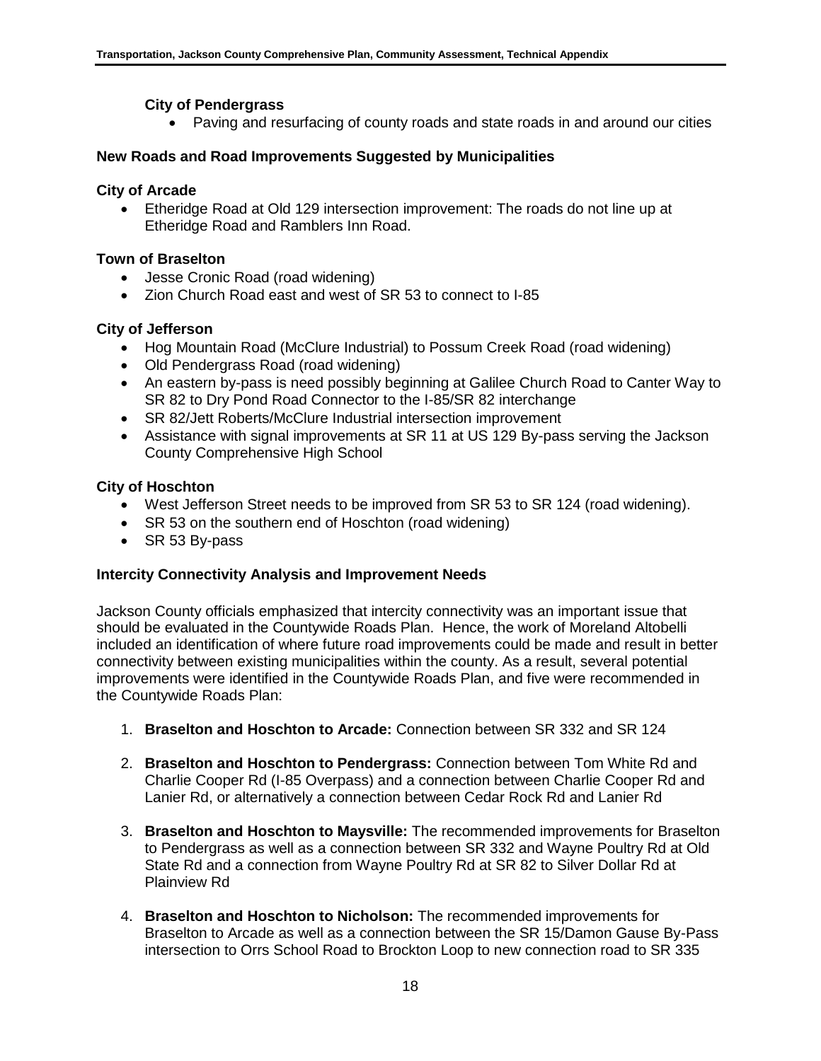**City of Pendergrass**

- Paving and resurfacing of county roads and state roads in and around our cities

**New Roads and Road Improvements Suggested by Municipalities**

**City of Arcade**

- Etheridge Road at Old 129 intersection improvement: The roads do not line up at Etheridge Road and Ramblers Inn Road.

**Town of Braselton**

- Jesse Cronic Road (road widening)
- Zion Church Road east and west of SR 53 to connect to I-85

**City of Jefferson**

- Hog Mountain Road (McClure Industrial) to Possum Creek Road (road widening)
- Old Pendergrass Road (road widening)
- An eastern by-pass is need possibly beginning at Galilee Church Road to Canter Way to SR 82 to Dry Pond Road Connector to the I-85/SR 82 interchange
- SR 82/Jett Roberts/McClure Industrial intersection improvement
- Assistance with signal improvements at SR 11 at US 129 By-pass serving the Jackson County Comprehensive High School

**City of Hoschton**

- West Jefferson Street needs to be improved from SR 53 to SR 124 (road widening).
- SR 53 on the southern end of Hoschton (road widening)
- SR 53 By-pass

**Intercity Connectivity Analysis and Improvement Needs**

Jackson County officials emphasized that intercity connectivity was an important issue that should be evaluated in the Countywide Roads Plan. Hence, the work of Moreland Altobelli included an identification of where future road improvements could be made and result in better connectivity between existing municipalities within the county. As a result, several potential improvements were identified in the Countywide Roads Plan, and five were recommended in the Countywide Roads Plan:

1. **Braselton and Hoschton to Arcade:** Connection between SR 332 and SR 124
2. **Braselton and Hoschton to Pendergrass:** Connection between Tom White Rd and Charlie Cooper Rd (I-85 Overpass) and a connection between Charlie Cooper Rd and Lanier Rd, or alternatively a connection between Cedar Rock Rd and Lanier Rd
3. **Braselton and Hoschton to Maysville:** The recommended improvements for Braselton to Pendergrass as well as a connection between SR 332 and Wayne Poultry Rd at Old State Rd and a connection from Wayne Poultry Rd at SR 82 to Silver Dollar Rd at Plainview Rd
4. **Braselton and Hoschton to Nicholson:** The recommended improvements for Braselton to Arcade as well as a connection between the SR 15/Damon Gause By-Pass intersection to Orrs School Road to Brockton Loop to new connection road to SR 335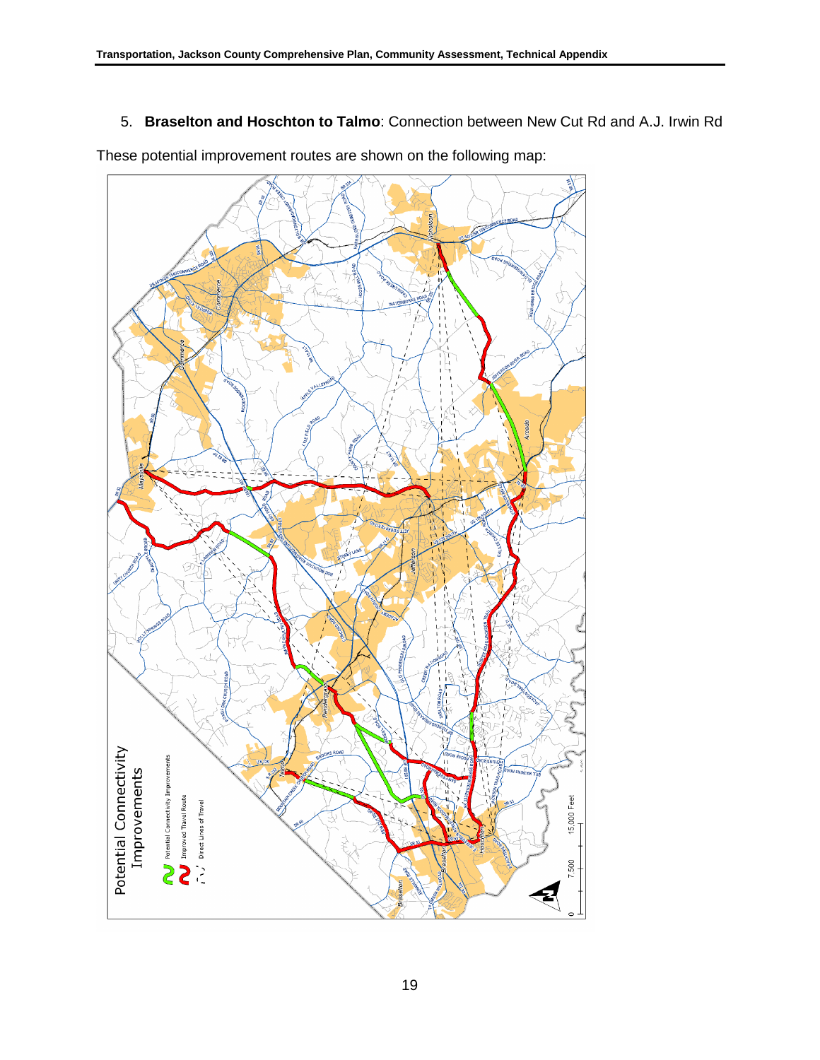5. **Braselton and Hoschton to Talmo**: Connection between New Cut Rd and A.J. Irwin Rd

These potential improvement routes are shown on the following map:

Potential Connectivity Improvements

Potential Connectivity Improvements

Improved Travel Route

Direct Lines of Travel

0

7,500

15,000 Feet